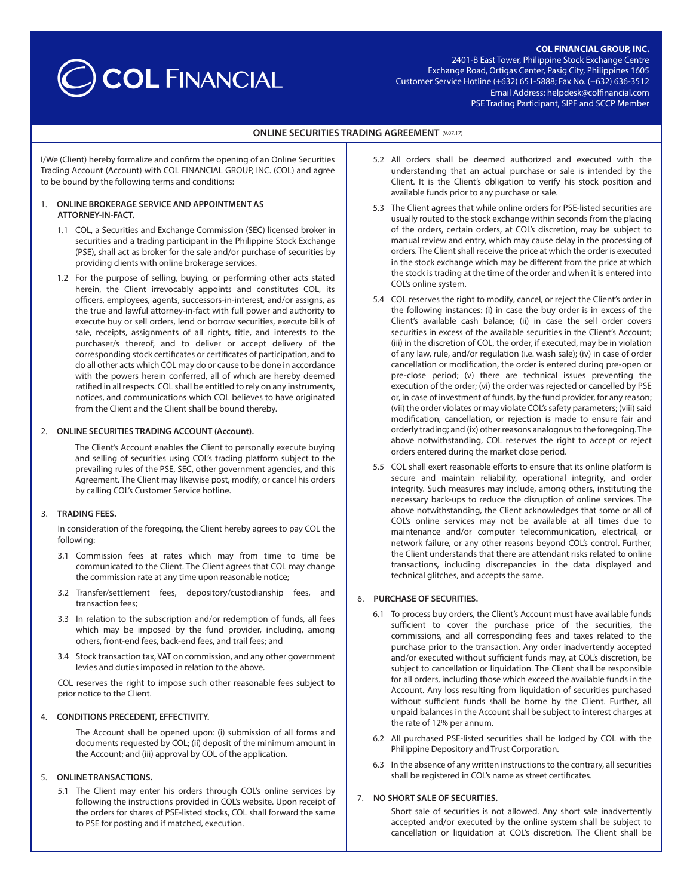**COL FINANCIAL GROUP, INC.**
2401-B East Tower, Philippine Stock Exchange Centre
Exchange Road, Ortigas Center, Pasig City, Philippines 1605
Customer Service Hotline (+632) 651-5888; Fax No. (+632) 636-3512
Email Address: helpdesk@colfinancial.com
PSE Trading Participant, SIPF and SCCP Member

# ONLINE SECURITIES TRADING AGREEMENT (V.07.17)

I/We (Client) hereby formalize and confirm the opening of an Online Securities Trading Account (Account) with COL FINANCIAL GROUP, INC. (COL) and agree to be bound by the following terms and conditions:

## 1. ONLINE BROKERAGE SERVICE AND APPOINTMENT AS ATTORNEY-IN-FACT.

1.1 COL, a Securities and Exchange Commission (SEC) licensed broker in securities and a trading participant in the Philippine Stock Exchange (PSE), shall act as broker for the sale and/or purchase of securities by providing clients with online brokerage services.

1.2 For the purpose of selling, buying, or performing other acts stated herein, the Client irrevocably appoints and constitutes COL, its officers, employees, agents, successors-in-interest, and/or assigns, as the true and lawful attorney-in-fact with full power and authority to execute buy or sell orders, lend or borrow securities, execute bills of sale, receipts, assignments of all rights, title, and interests to the purchaser/s thereof, and to deliver or accept delivery of the corresponding stock certificates or certificates of participation, and to do all other acts which COL may do or cause to be done in accordance with the powers herein conferred, all of which are hereby deemed ratified in all respects. COL shall be entitled to rely on any instruments, notices, and communications which COL believes to have originated from the Client and the Client shall be bound thereby.

## 2. ONLINE SECURITIES TRADING ACCOUNT (Account).

The Client's Account enables the Client to personally execute buying and selling of securities using COL's trading platform subject to the prevailing rules of the PSE, SEC, other government agencies, and this Agreement. The Client may likewise post, modify, or cancel his orders by calling COL's Customer Service hotline.

## 3. TRADING FEES.

In consideration of the foregoing, the Client hereby agrees to pay COL the following:

3.1 Commission fees at rates which may from time to time be communicated to the Client. The Client agrees that COL may change the commission rate at any time upon reasonable notice;

3.2 Transfer/settlement fees, depository/custodianship fees, and transaction fees;

3.3 In relation to the subscription and/or redemption of funds, all fees which may be imposed by the fund provider, including, among others, front-end fees, back-end fees, and trail fees; and

3.4 Stock transaction tax, VAT on commission, and any other government levies and duties imposed in relation to the above.

COL reserves the right to impose such other reasonable fees subject to prior notice to the Client.

## 4. CONDITIONS PRECEDENT, EFFECTIVITY.

The Account shall be opened upon: (i) submission of all forms and documents requested by COL; (ii) deposit of the minimum amount in the Account; and (iii) approval by COL of the application.

## 5. ONLINE TRANSACTIONS.

5.1 The Client may enter his orders through COL's online services by following the instructions provided in COL's website. Upon receipt of the orders for shares of PSE-listed stocks, COL shall forward the same to PSE for posting and if matched, execution.

5.2 All orders shall be deemed authorized and executed with the understanding that an actual purchase or sale is intended by the Client. It is the Client's obligation to verify his stock position and available funds prior to any purchase or sale.

5.3 The Client agrees that while online orders for PSE-listed securities are usually routed to the stock exchange within seconds from the placing of the orders, certain orders, at COL's discretion, may be subject to manual review and entry, which may cause delay in the processing of orders. The Client shall receive the price at which the order is executed in the stock exchange which may be different from the price at which the stock is trading at the time of the order and when it is entered into COL's online system.

5.4 COL reserves the right to modify, cancel, or reject the Client's order in the following instances: (i) in case the buy order is in excess of the Client's available cash balance; (ii) in case the sell order covers securities in excess of the available securities in the Client's Account; (iii) in the discretion of COL, the order, if executed, may be in violation of any law, rule, and/or regulation (i.e. wash sale); (iv) in case of order cancellation or modification, the order is entered during pre-open or pre-close period; (v) there are technical issues preventing the execution of the order; (vi) the order was rejected or cancelled by PSE or, in case of investment of funds, by the fund provider, for any reason; (vii) the order violates or may violate COL's safety parameters; (viii) said modification, cancellation, or rejection is made to ensure fair and orderly trading; and (ix) other reasons analogous to the foregoing. The above notwithstanding, COL reserves the right to accept or reject orders entered during the market close period.

5.5 COL shall exert reasonable efforts to ensure that its online platform is secure and maintain reliability, operational integrity, and order integrity. Such measures may include, among others, instituting the necessary back-ups to reduce the disruption of online services. The above notwithstanding, the Client acknowledges that some or all of COL's online services may not be available at all times due to maintenance and/or computer telecommunication, electrical, or network failure, or any other reasons beyond COL's control. Further, the Client understands that there are attendant risks related to online transactions, including discrepancies in the data displayed and technical glitches, and accepts the same.

## 6. PURCHASE OF SECURITIES.

6.1 To process buy orders, the Client's Account must have available funds sufficient to cover the purchase price of the securities, the commissions, and all corresponding fees and taxes related to the purchase prior to the transaction. Any order inadvertently accepted and/or executed without sufficient funds may, at COL's discretion, be subject to cancellation or liquidation. The Client shall be responsible for all orders, including those which exceed the available funds in the Account. Any loss resulting from liquidation of securities purchased without sufficient funds shall be borne by the Client. Further, all unpaid balances in the Account shall be subject to interest charges at the rate of 12% per annum.

6.2 All purchased PSE-listed securities shall be lodged by COL with the Philippine Depository and Trust Corporation.

6.3 In the absence of any written instructions to the contrary, all securities shall be registered in COL's name as street certificates.

## 7. NO SHORT SALE OF SECURITIES.

Short sale of securities is not allowed. Any short sale inadvertently accepted and/or executed by the online system shall be subject to cancellation or liquidation at COL's discretion. The Client shall be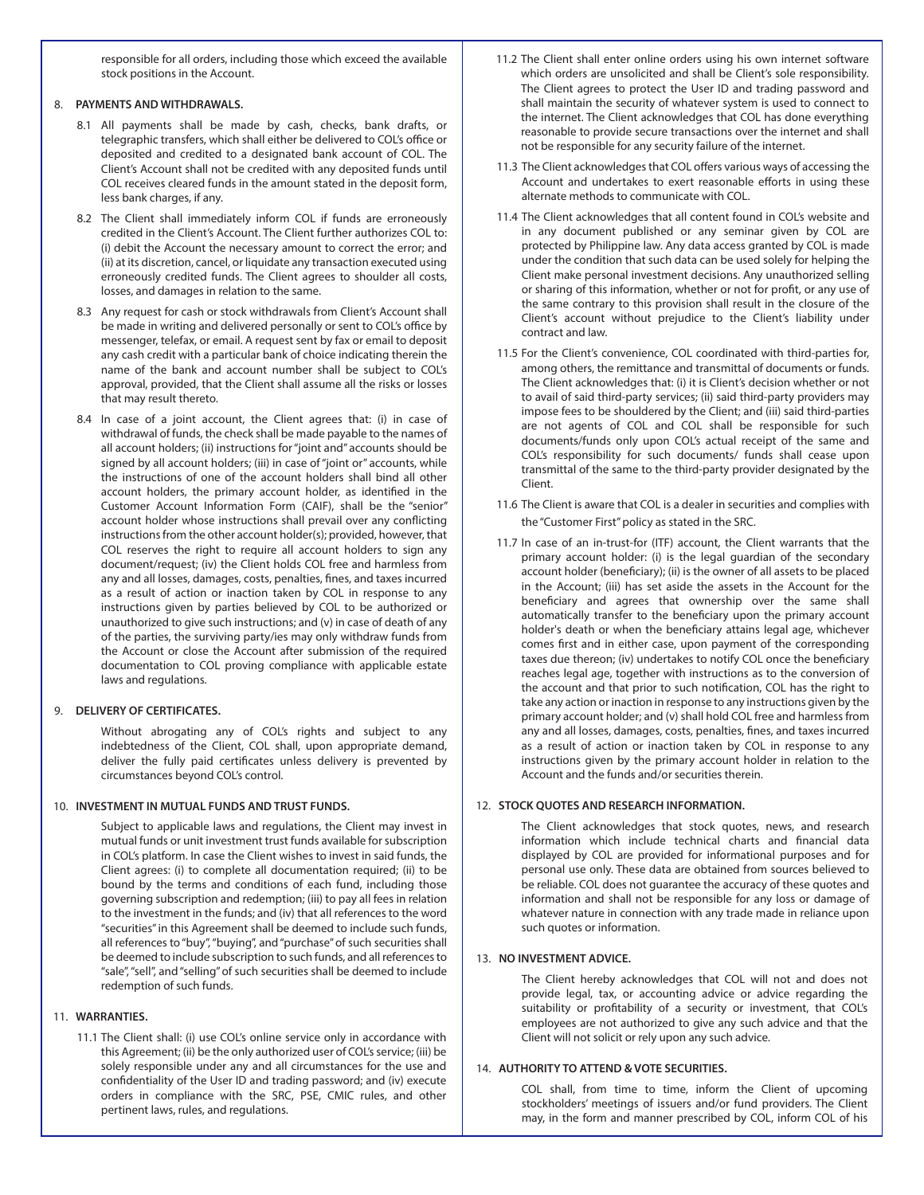responsible for all orders, including those which exceed the available stock positions in the Account.

8. **PAYMENTS AND WITHDRAWALS.**

8.1 All payments shall be made by cash, checks, bank drafts, or telegraphic transfers, which shall either be delivered to COL's office or deposited and credited to a designated bank account of COL. The Client's Account shall not be credited with any deposited funds until COL receives cleared funds in the amount stated in the deposit form, less bank charges, if any.

8.2 The Client shall immediately inform COL if funds are erroneously credited in the Client's Account. The Client further authorizes COL to: (i) debit the Account the necessary amount to correct the error; and (ii) at its discretion, cancel, or liquidate any transaction executed using erroneously credited funds. The Client agrees to shoulder all costs, losses, and damages in relation to the same.

8.3 Any request for cash or stock withdrawals from Client's Account shall be made in writing and delivered personally or sent to COL's office by messenger, telefax, or email. A request sent by fax or email to deposit any cash credit with a particular bank of choice indicating therein the name of the bank and account number shall be subject to COL's approval, provided, that the Client shall assume all the risks or losses that may result thereto.

8.4 In case of a joint account, the Client agrees that: (i) in case of withdrawal of funds, the check shall be made payable to the names of all account holders; (ii) instructions for "joint and" accounts should be signed by all account holders; (iii) in case of "joint or" accounts, while the instructions of one of the account holders shall bind all other account holders, the primary account holder, as identified in the Customer Account Information Form (CAIF), shall be the "senior" account holder whose instructions shall prevail over any conflicting instructions from the other account holder(s); provided, however, that COL reserves the right to require all account holders to sign any document/request; (iv) the Client holds COL free and harmless from any and all losses, damages, costs, penalties, fines, and taxes incurred as a result of action or inaction taken by COL in response to any instructions given by parties believed by COL to be authorized or unauthorized to give such instructions; and (v) in case of death of any of the parties, the surviving party/ies may only withdraw funds from the Account or close the Account after submission of the required documentation to COL proving compliance with applicable estate laws and regulations.

9. **DELIVERY OF CERTIFICATES.**

Without abrogating any of COL's rights and subject to any indebtedness of the Client, COL shall, upon appropriate demand, deliver the fully paid certificates unless delivery is prevented by circumstances beyond COL's control.

10. **INVESTMENT IN MUTUAL FUNDS AND TRUST FUNDS.**

Subject to applicable laws and regulations, the Client may invest in mutual funds or unit investment trust funds available for subscription in COL's platform. In case the Client wishes to invest in said funds, the Client agrees: (i) to complete all documentation required; (ii) to be bound by the terms and conditions of each fund, including those governing subscription and redemption; (iii) to pay all fees in relation to the investment in the funds; and (iv) that all references to the word "securities" in this Agreement shall be deemed to include such funds, all references to "buy", "buying", and "purchase" of such securities shall be deemed to include subscription to such funds, and all references to "sale", "sell", and "selling" of such securities shall be deemed to include redemption of such funds.

11. **WARRANTIES.**

11.1 The Client shall: (i) use COL's online service only in accordance with this Agreement; (ii) be the only authorized user of COL's service; (iii) be solely responsible under any and all circumstances for the use and confidentiality of the User ID and trading password; and (iv) execute orders in compliance with the SRC, PSE, CMIC rules, and other pertinent laws, rules, and regulations.

11.2 The Client shall enter online orders using his own internet software which orders are unsolicited and shall be Client's sole responsibility. The Client agrees to protect the User ID and trading password and shall maintain the security of whatever system is used to connect to the internet. The Client acknowledges that COL has done everything reasonable to provide secure transactions over the internet and shall not be responsible for any security failure of the internet.

11.3 The Client acknowledges that COL offers various ways of accessing the Account and undertakes to exert reasonable efforts in using these alternate methods to communicate with COL.

11.4 The Client acknowledges that all content found in COL's website and in any document published or any seminar given by COL are protected by Philippine law. Any data access granted by COL is made under the condition that such data can be used solely for helping the Client make personal investment decisions. Any unauthorized selling or sharing of this information, whether or not for profit, or any use of the same contrary to this provision shall result in the closure of the Client's account without prejudice to the Client's liability under contract and law.

11.5 For the Client's convenience, COL coordinated with third-parties for, among others, the remittance and transmittal of documents or funds. The Client acknowledges that: (i) it is Client's decision whether or not to avail of said third-party services; (ii) said third-party providers may impose fees to be shouldered by the Client; and (iii) said third-parties are not agents of COL and COL shall be responsible for such documents/funds only upon COL's actual receipt of the same and COL's responsibility for such documents/ funds shall cease upon transmittal of the same to the third-party provider designated by the Client.

11.6 The Client is aware that COL is a dealer in securities and complies with the "Customer First" policy as stated in the SRC.

11.7 In case of an in-trust-for (ITF) account, the Client warrants that the primary account holder: (i) is the legal guardian of the secondary account holder (beneficiary); (ii) is the owner of all assets to be placed in the Account; (iii) has set aside the assets in the Account for the beneficiary and agrees that ownership over the same shall automatically transfer to the beneficiary upon the primary account holder's death or when the beneficiary attains legal age, whichever comes first and in either case, upon payment of the corresponding taxes due thereon; (iv) undertakes to notify COL once the beneficiary reaches legal age, together with instructions as to the conversion of the account and that prior to such notification, COL has the right to take any action or inaction in response to any instructions given by the primary account holder; and (v) shall hold COL free and harmless from any and all losses, damages, costs, penalties, fines, and taxes incurred as a result of action or inaction taken by COL in response to any instructions given by the primary account holder in relation to the Account and the funds and/or securities therein.

12. **STOCK QUOTES AND RESEARCH INFORMATION.**

The Client acknowledges that stock quotes, news, and research information which include technical charts and financial data displayed by COL are provided for informational purposes and for personal use only. These data are obtained from sources believed to be reliable. COL does not guarantee the accuracy of these quotes and information and shall not be responsible for any loss or damage of whatever nature in connection with any trade made in reliance upon such quotes or information.

13. **NO INVESTMENT ADVICE.**

The Client hereby acknowledges that COL will not and does not provide legal, tax, or accounting advice or advice regarding the suitability or profitability of a security or investment, that COL's employees are not authorized to give any such advice and that the Client will not solicit or rely upon any such advice.

14. **AUTHORITY TO ATTEND & VOTE SECURITIES.**

COL shall, from time to time, inform the Client of upcoming stockholders' meetings of issuers and/or fund providers. The Client may, in the form and manner prescribed by COL, inform COL of his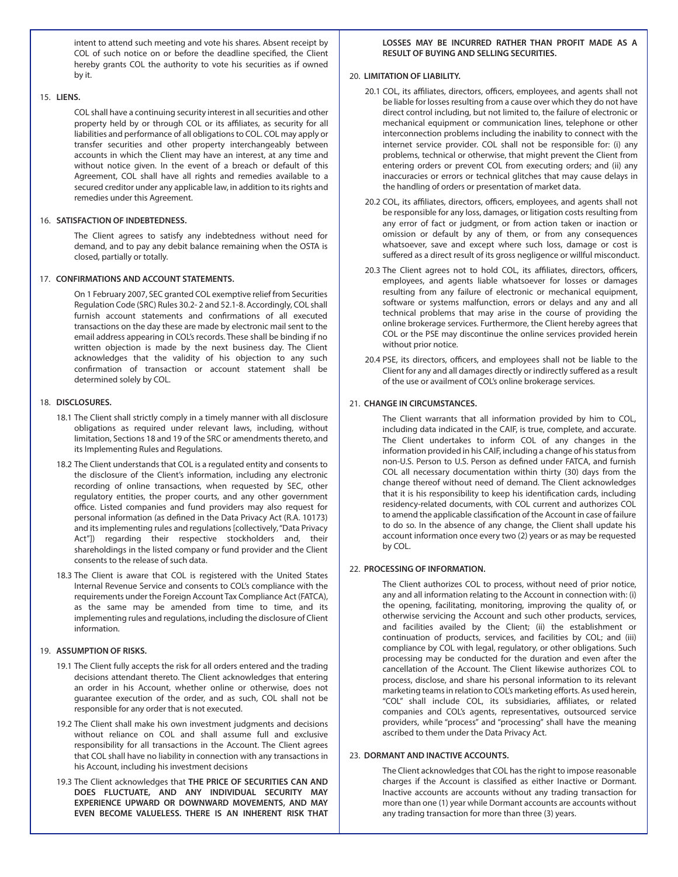intent to attend such meeting and vote his shares. Absent receipt by COL of such notice on or before the deadline specified, the Client hereby grants COL the authority to vote his securities as if owned by it.

15. **LIENS.**

COL shall have a continuing security interest in all securities and other property held by or through COL or its affiliates, as security for all liabilities and performance of all obligations to COL. COL may apply or transfer securities and other property interchangeably between accounts in which the Client may have an interest, at any time and without notice given. In the event of a breach or default of this Agreement, COL shall have all rights and remedies available to a secured creditor under any applicable law, in addition to its rights and remedies under this Agreement.

16. **SATISFACTION OF INDEBTEDNESS.**

The Client agrees to satisfy any indebtedness without need for demand, and to pay any debit balance remaining when the OSTA is closed, partially or totally.

17. **CONFIRMATIONS AND ACCOUNT STATEMENTS.**

On 1 February 2007, SEC granted COL exemptive relief from Securities Regulation Code (SRC) Rules 30.2- 2 and 52.1-8. Accordingly, COL shall furnish account statements and confirmations of all executed transactions on the day these are made by electronic mail sent to the email address appearing in COL's records. These shall be binding if no written objection is made by the next business day. The Client acknowledges that the validity of his objection to any such confirmation of transaction or account statement shall be determined solely by COL.

18. **DISCLOSURES.**

18.1 The Client shall strictly comply in a timely manner with all disclosure obligations as required under relevant laws, including, without limitation, Sections 18 and 19 of the SRC or amendments thereto, and its Implementing Rules and Regulations.

18.2 The Client understands that COL is a regulated entity and consents to the disclosure of the Client's information, including any electronic recording of online transactions, when requested by SEC, other regulatory entities, the proper courts, and any other government office. Listed companies and fund providers may also request for personal information (as defined in the Data Privacy Act (R.A. 10173) and its implementing rules and regulations [collectively, "Data Privacy Act"]) regarding their respective stockholders and, their shareholdings in the listed company or fund provider and the Client consents to the release of such data.

18.3 The Client is aware that COL is registered with the United States Internal Revenue Service and consents to COL's compliance with the requirements under the Foreign Account Tax Compliance Act (FATCA), as the same may be amended from time to time, and its implementing rules and regulations, including the disclosure of Client information.

19. **ASSUMPTION OF RISKS.**

19.1 The Client fully accepts the risk for all orders entered and the trading decisions attendant thereto. The Client acknowledges that entering an order in his Account, whether online or otherwise, does not guarantee execution of the order, and as such, COL shall not be responsible for any order that is not executed.

19.2 The Client shall make his own investment judgments and decisions without reliance on COL and shall assume full and exclusive responsibility for all transactions in the Account. The Client agrees that COL shall have no liability in connection with any transactions in his Account, including his investment decisions

19.3 The Client acknowledges that **THE PRICE OF SECURITIES CAN AND DOES FLUCTUATE, AND ANY INDIVIDUAL SECURITY MAY EXPERIENCE UPWARD OR DOWNWARD MOVEMENTS, AND MAY EVEN BECOME VALUELESS. THERE IS AN INHERENT RISK THAT LOSSES MAY BE INCURRED RATHER THAN PROFIT MADE AS A RESULT OF BUYING AND SELLING SECURITIES.**

20. **LIMITATION OF LIABILITY.**

20.1 COL, its affiliates, directors, officers, employees, and agents shall not be liable for losses resulting from a cause over which they do not have direct control including, but not limited to, the failure of electronic or mechanical equipment or communication lines, telephone or other interconnection problems including the inability to connect with the internet service provider. COL shall not be responsible for: (i) any problems, technical or otherwise, that might prevent the Client from entering orders or prevent COL from executing orders; and (ii) any inaccuracies or errors or technical glitches that may cause delays in the handling of orders or presentation of market data.

20.2 COL, its affiliates, directors, officers, employees, and agents shall not be responsible for any loss, damages, or litigation costs resulting from any error of fact or judgment, or from action taken or inaction or omission or default by any of them, or from any consequences whatsoever, save and except where such loss, damage or cost is suffered as a direct result of its gross negligence or willful misconduct.

20.3 The Client agrees not to hold COL, its affiliates, directors, officers, employees, and agents liable whatsoever for losses or damages resulting from any failure of electronic or mechanical equipment, software or systems malfunction, errors or delays and any and all technical problems that may arise in the course of providing the online brokerage services. Furthermore, the Client hereby agrees that COL or the PSE may discontinue the online services provided herein without prior notice.

20.4 PSE, its directors, officers, and employees shall not be liable to the Client for any and all damages directly or indirectly suffered as a result of the use or availment of COL's online brokerage services.

21. **CHANGE IN CIRCUMSTANCES.**

The Client warrants that all information provided by him to COL, including data indicated in the CAIF, is true, complete, and accurate. The Client undertakes to inform COL of any changes in the information provided in his CAIF, including a change of his status from non-U.S. Person to U.S. Person as defined under FATCA, and furnish COL all necessary documentation within thirty (30) days from the change thereof without need of demand. The Client acknowledges that it is his responsibility to keep his identification cards, including residency-related documents, with COL current and authorizes COL to amend the applicable classification of the Account in case of failure to do so. In the absence of any change, the Client shall update his account information once every two (2) years or as may be requested by COL.

22. **PROCESSING OF INFORMATION.**

The Client authorizes COL to process, without need of prior notice, any and all information relating to the Account in connection with: (i) the opening, facilitating, monitoring, improving the quality of, or otherwise servicing the Account and such other products, services, and facilities availed by the Client; (ii) the establishment or continuation of products, services, and facilities by COL; and (iii) compliance by COL with legal, regulatory, or other obligations. Such processing may be conducted for the duration and even after the cancellation of the Account. The Client likewise authorizes COL to process, disclose, and share his personal information to its relevant marketing teams in relation to COL's marketing efforts. As used herein, "COL" shall include COL, its subsidiaries, affiliates, or related companies and COL's agents, representatives, outsourced service providers, while "process" and "processing" shall have the meaning ascribed to them under the Data Privacy Act.

23. **DORMANT AND INACTIVE ACCOUNTS.**

The Client acknowledges that COL has the right to impose reasonable charges if the Account is classified as either Inactive or Dormant. Inactive accounts are accounts without any trading transaction for more than one (1) year while Dormant accounts are accounts without any trading transaction for more than three (3) years.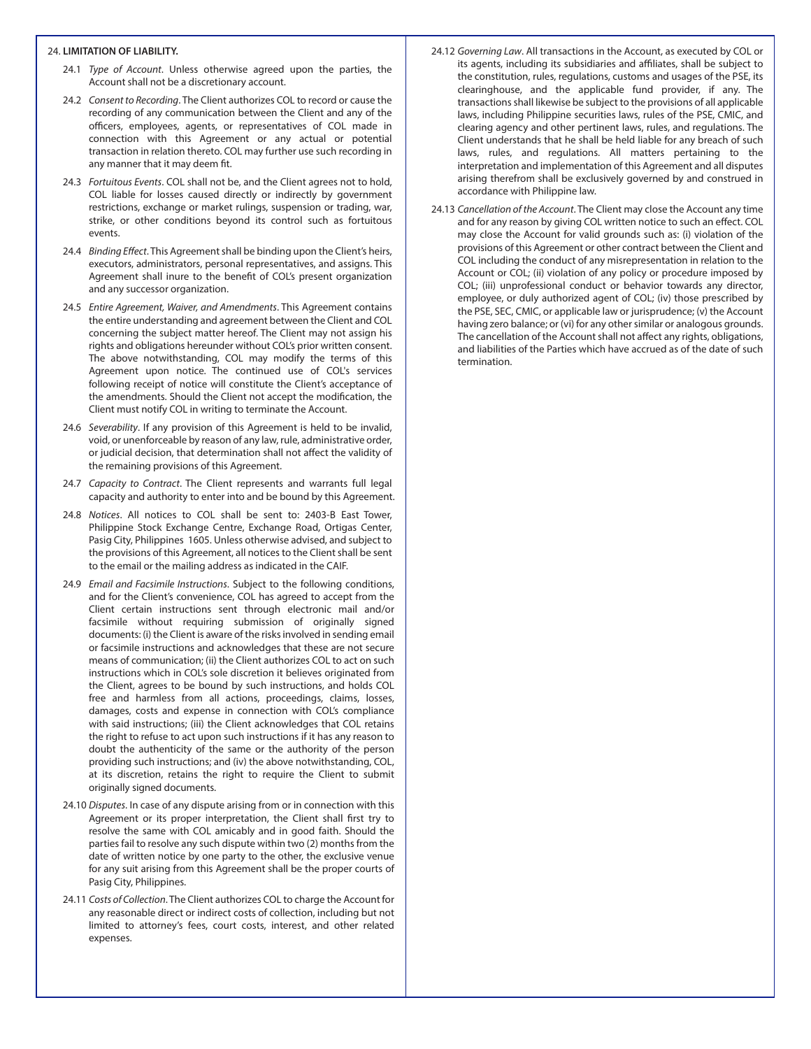## 24. **LIMITATION OF LIABILITY.**

24.1 *Type of Account*. Unless otherwise agreed upon the parties, the Account shall not be a discretionary account.

24.2 *Consent to Recording*. The Client authorizes COL to record or cause the recording of any communication between the Client and any of the officers, employees, agents, or representatives of COL made in connection with this Agreement or any actual or potential transaction in relation thereto. COL may further use such recording in any manner that it may deem fit.

24.3 *Fortuitous Events*. COL shall not be, and the Client agrees not to hold, COL liable for losses caused directly or indirectly by government restrictions, exchange or market rulings, suspension or trading, war, strike, or other conditions beyond its control such as fortuitous events.

24.4 *Binding Effect*. This Agreement shall be binding upon the Client's heirs, executors, administrators, personal representatives, and assigns. This Agreement shall inure to the benefit of COL's present organization and any successor organization.

24.5 *Entire Agreement, Waiver, and Amendments*. This Agreement contains the entire understanding and agreement between the Client and COL concerning the subject matter hereof. The Client may not assign his rights and obligations hereunder without COL's prior written consent. The above notwithstanding, COL may modify the terms of this Agreement upon notice. The continued use of COL's services following receipt of notice will constitute the Client's acceptance of the amendments. Should the Client not accept the modification, the Client must notify COL in writing to terminate the Account.

24.6 *Severability*. If any provision of this Agreement is held to be invalid, void, or unenforceable by reason of any law, rule, administrative order, or judicial decision, that determination shall not affect the validity of the remaining provisions of this Agreement.

24.7 *Capacity to Contract*. The Client represents and warrants full legal capacity and authority to enter into and be bound by this Agreement.

24.8 *Notices*. All notices to COL shall be sent to: 2403-B East Tower, Philippine Stock Exchange Centre, Exchange Road, Ortigas Center, Pasig City, Philippines 1605. Unless otherwise advised, and subject to the provisions of this Agreement, all notices to the Client shall be sent to the email or the mailing address as indicated in the CAIF.

24.9 *Email and Facsimile Instructions*. Subject to the following conditions, and for the Client's convenience, COL has agreed to accept from the Client certain instructions sent through electronic mail and/or facsimile without requiring submission of originally signed documents: (i) the Client is aware of the risks involved in sending email or facsimile instructions and acknowledges that these are not secure means of communication; (ii) the Client authorizes COL to act on such instructions which in COL's sole discretion it believes originated from the Client, agrees to be bound by such instructions, and holds COL free and harmless from all actions, proceedings, claims, losses, damages, costs and expense in connection with COL's compliance with said instructions; (iii) the Client acknowledges that COL retains the right to refuse to act upon such instructions if it has any reason to doubt the authenticity of the same or the authority of the person providing such instructions; and (iv) the above notwithstanding, COL, at its discretion, retains the right to require the Client to submit originally signed documents.

24.10 *Disputes*. In case of any dispute arising from or in connection with this Agreement or its proper interpretation, the Client shall first try to resolve the same with COL amicably and in good faith. Should the parties fail to resolve any such dispute within two (2) months from the date of written notice by one party to the other, the exclusive venue for any suit arising from this Agreement shall be the proper courts of Pasig City, Philippines.

24.11 *Costs of Collection*. The Client authorizes COL to charge the Account for any reasonable direct or indirect costs of collection, including but not limited to attorney's fees, court costs, interest, and other related expenses.

24.12 *Governing Law*. All transactions in the Account, as executed by COL or its agents, including its subsidiaries and affiliates, shall be subject to the constitution, rules, regulations, customs and usages of the PSE, its clearinghouse, and the applicable fund provider, if any. The transactions shall likewise be subject to the provisions of all applicable laws, including Philippine securities laws, rules of the PSE, CMIC, and clearing agency and other pertinent laws, rules, and regulations. The Client understands that he shall be held liable for any breach of such laws, rules, and regulations. All matters pertaining to the interpretation and implementation of this Agreement and all disputes arising therefrom shall be exclusively governed by and construed in accordance with Philippine law.

24.13 *Cancellation of the Account*. The Client may close the Account any time and for any reason by giving COL written notice to such an effect. COL may close the Account for valid grounds such as: (i) violation of the provisions of this Agreement or other contract between the Client and COL including the conduct of any misrepresentation in relation to the Account or COL; (ii) violation of any policy or procedure imposed by COL; (iii) unprofessional conduct or behavior towards any director, employee, or duly authorized agent of COL; (iv) those prescribed by the PSE, SEC, CMIC, or applicable law or jurisprudence; (v) the Account having zero balance; or (vi) for any other similar or analogous grounds. The cancellation of the Account shall not affect any rights, obligations, and liabilities of the Parties which have accrued as of the date of such termination.